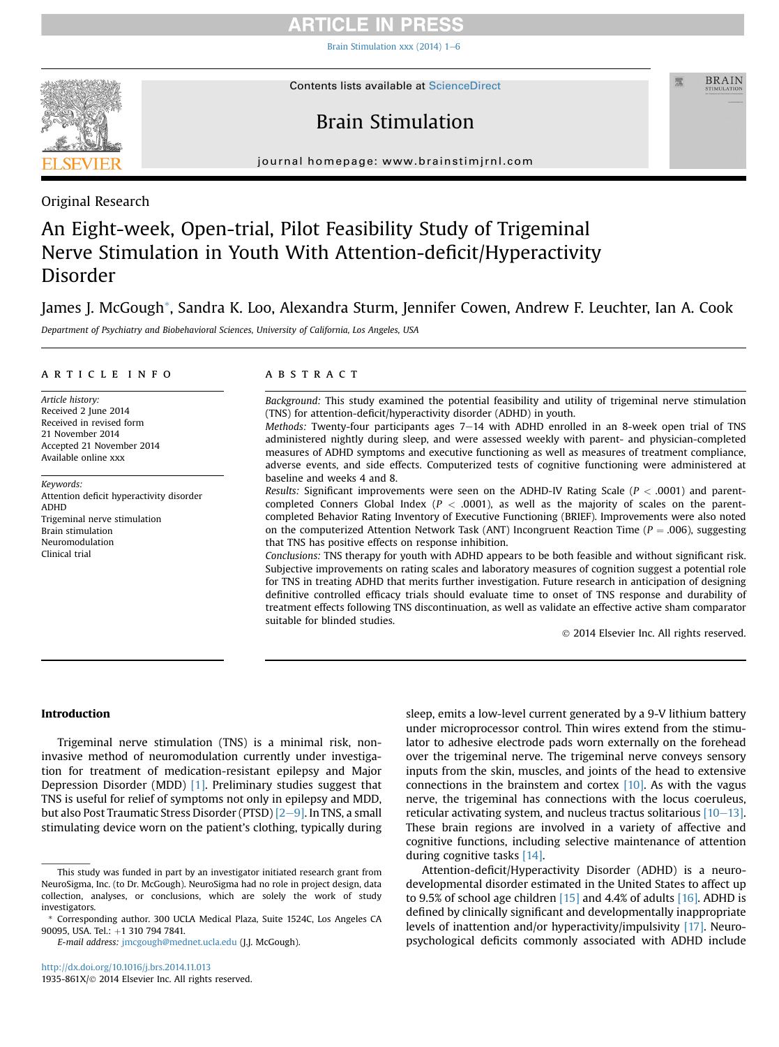Original Research

# An Eight-week, Open-trial, Pilot Feasibility Study of Trigeminal Nerve Stimulation in Youth With Attention-deficit/Hyperactivity Disorder

James J. McGough*, Sandra K. Loo, Alexandra Sturm, Jennifer Cowen, Andrew F. Leuchter, Ian A. Cook

*Department of Psychiatry and Biobehavioral Sciences, University of California, Los Angeles, USA*

## ARTICLE INFO

*Article history:*
Received 2 June 2014
Received in revised form
21 November 2014
Accepted 21 November 2014
Available online xxx

*Keywords:*
Attention deficit hyperactivity disorder
ADHD
Trigeminal nerve stimulation
Brain stimulation
Neuromodulation
Clinical trial

## ABSTRACT

*Background:* This study examined the potential feasibility and utility of trigeminal nerve stimulation (TNS) for attention-deficit/hyperactivity disorder (ADHD) in youth.

*Methods:* Twenty-four participants ages 7–14 with ADHD enrolled in an 8-week open trial of TNS administered nightly during sleep, and were assessed weekly with parent- and physician-completed measures of ADHD symptoms and executive functioning as well as measures of treatment compliance, adverse events, and side effects. Computerized tests of cognitive functioning were administered at baseline and weeks 4 and 8.

*Results:* Significant improvements were seen on the ADHD-IV Rating Scale ($P < .0001$) and parent-completed Conners Global Index ($P < .0001$), as well as the majority of scales on the parent-completed Behavior Rating Inventory of Executive Functioning (BRIEF). Improvements were also noted on the computerized Attention Network Task (ANT) Incongruent Reaction Time ($P = .006$), suggesting that TNS has positive effects on response inhibition.

*Conclusions:* TNS therapy for youth with ADHD appears to be both feasible and without significant risk. Subjective improvements on rating scales and laboratory measures of cognition suggest a potential role for TNS in treating ADHD that merits further investigation. Future research in anticipation of designing definitive controlled efficacy trials should evaluate time to onset of TNS response and durability of treatment effects following TNS discontinuation, as well as validate an effective active sham comparator suitable for blinded studies.

© 2014 Elsevier Inc. All rights reserved.

## Introduction

Trigeminal nerve stimulation (TNS) is a minimal risk, non-invasive method of neuromodulation currently under investigation for treatment of medication-resistant epilepsy and Major Depression Disorder (MDD) [1]. Preliminary studies suggest that TNS is useful for relief of symptoms not only in epilepsy and MDD, but also Post Traumatic Stress Disorder (PTSD) [2–9]. In TNS, a small stimulating device worn on the patient's clothing, typically during sleep, emits a low-level current generated by a 9-V lithium battery under microprocessor control. Thin wires extend from the stimulator to adhesive electrode pads worn externally on the forehead over the trigeminal nerve. The trigeminal nerve conveys sensory inputs from the skin, muscles, and joints of the head to extensive connections in the brainstem and cortex [10]. As with the vagus nerve, the trigeminal has connections with the locus coeruleus, reticular activating system, and nucleus tractus solitarious [10–13]. These brain regions are involved in a variety of affective and cognitive functions, including selective maintenance of attention during cognitive tasks [14].

Attention-deficit/Hyperactivity Disorder (ADHD) is a neurodevelopmental disorder estimated in the United States to affect up to 9.5% of school age children [15] and 4.4% of adults [16]. ADHD is defined by clinically significant and developmentally inappropriate levels of inattention and/or hyperactivity/impulsivity [17]. Neuropsychological deficits commonly associated with ADHD include

---

This study was funded in part by an investigator initiated research grant from NeuroSigma, Inc. (to Dr. McGough). NeuroSigma had no role in project design, data collection, analyses, or conclusions, which are solely the work of study investigators.

* Corresponding author. 300 UCLA Medical Plaza, Suite 1524C, Los Angeles CA 90095, USA. Tel.: +1 310 794 7841.

*E-mail address:* jmcgough@mednet.ucla.edu (J.J. McGough).

http://dx.doi.org/10.1016/j.brs.2014.11.013
1935-861X/© 2014 Elsevier Inc. All rights reserved.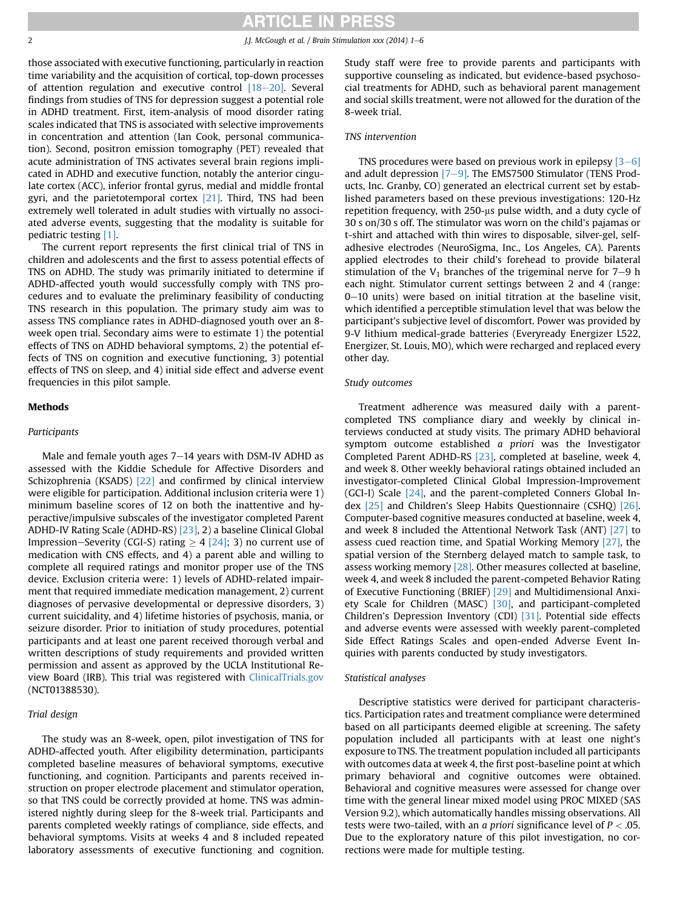those associated with executive functioning, particularly in reaction time variability and the acquisition of cortical, top-down processes of attention regulation and executive control [18–20]. Several findings from studies of TNS for depression suggest a potential role in ADHD treatment. First, item-analysis of mood disorder rating scales indicated that TNS is associated with selective improvements in concentration and attention (Ian Cook, personal communication). Second, positron emission tomography (PET) revealed that acute administration of TNS activates several brain regions implicated in ADHD and executive function, notably the anterior cingulate cortex (ACC), inferior frontal gyrus, medial and middle frontal gyri, and the parietotemporal cortex [21]. Third, TNS had been extremely well tolerated in adult studies with virtually no associated adverse events, suggesting that the modality is suitable for pediatric testing [1].

The current report represents the first clinical trial of TNS in children and adolescents and the first to assess potential effects of TNS on ADHD. The study was primarily initiated to determine if ADHD-affected youth would successfully comply with TNS procedures and to evaluate the preliminary feasibility of conducting TNS research in this population. The primary study aim was to assess TNS compliance rates in ADHD-diagnosed youth over an 8-week open trial. Secondary aims were to estimate 1) the potential effects of TNS on ADHD behavioral symptoms, 2) the potential effects of TNS on cognition and executive functioning, 3) potential effects of TNS on sleep, and 4) initial side effect and adverse event frequencies in this pilot sample.

## Methods

### Participants

Male and female youth ages 7–14 years with DSM-IV ADHD as assessed with the Kiddie Schedule for Affective Disorders and Schizophrenia (KSADS) [22] and confirmed by clinical interview were eligible for participation. Additional inclusion criteria were 1) minimum baseline scores of 12 on both the inattentive and hyperactive/impulsive subscales of the investigator completed Parent ADHD-IV Rating Scale (ADHD-RS) [23], 2) a baseline Clinical Global Impression–Severity (CGI-S) rating $\geq$ 4 [24]; 3) no current use of medication with CNS effects, and 4) a parent able and willing to complete all required ratings and monitor proper use of the TNS device. Exclusion criteria were: 1) levels of ADHD-related impairment that required immediate medication management, 2) current diagnoses of pervasive developmental or depressive disorders, 3) current suicidality, and 4) lifetime histories of psychosis, mania, or seizure disorder. Prior to initiation of study procedures, potential participants and at least one parent received thorough verbal and written descriptions of study requirements and provided written permission and assent as approved by the UCLA Institutional Review Board (IRB). This trial was registered with ClinicalTrials.gov (NCT01388530).

### Trial design

The study was an 8-week, open, pilot investigation of TNS for ADHD-affected youth. After eligibility determination, participants completed baseline measures of behavioral symptoms, executive functioning, and cognition. Participants and parents received instruction on proper electrode placement and stimulator operation, so that TNS could be correctly provided at home. TNS was administered nightly during sleep for the 8-week trial. Participants and parents completed weekly ratings of compliance, side effects, and behavioral symptoms. Visits at weeks 4 and 8 included repeated laboratory assessments of executive functioning and cognition. Study staff were free to provide parents and participants with supportive counseling as indicated, but evidence-based psychosocial treatments for ADHD, such as behavioral parent management and social skills treatment, were not allowed for the duration of the 8-week trial.

### TNS intervention

TNS procedures were based on previous work in epilepsy [3–6] and adult depression [7–9]. The EMS7500 Stimulator (TENS Products, Inc. Granby, CO) generated an electrical current set by established parameters based on these previous investigations: 120-Hz repetition frequency, with 250-μs pulse width, and a duty cycle of 30 s on/30 s off. The stimulator was worn on the child's pajamas or t-shirt and attached with thin wires to disposable, silver-gel, self-adhesive electrodes (NeuroSigma, Inc., Los Angeles, CA). Parents applied electrodes to their child's forehead to provide bilateral stimulation of the $V_1$ branches of the trigeminal nerve for 7–9 h each night. Stimulator current settings between 2 and 4 (range: 0–10 units) were based on initial titration at the baseline visit, which identified a perceptible stimulation level that was below the participant's subjective level of discomfort. Power was provided by 9-V lithium medical-grade batteries (Everyready Energizer L522, Energizer, St. Louis, MO), which were recharged and replaced every other day.

### Study outcomes

Treatment adherence was measured daily with a parent-completed TNS compliance diary and weekly by clinical interviews conducted at study visits. The primary ADHD behavioral symptom outcome established *a priori* was the Investigator Completed Parent ADHD-RS [23], completed at baseline, week 4, and week 8. Other weekly behavioral ratings obtained included an investigator-completed Clinical Global Impression-Improvement (GCI-I) Scale [24], and the parent-completed Conners Global Index [25] and Children's Sleep Habits Questionnaire (CSHQ) [26]. Computer-based cognitive measures conducted at baseline, week 4, and week 8 included the Attentional Network Task (ANT) [27] to assess cued reaction time, and Spatial Working Memory [27], the spatial version of the Sternberg delayed match to sample task, to assess working memory [28]. Other measures collected at baseline, week 4, and week 8 included the parent-completed Behavior Rating of Executive Functioning (BRIEF) [29] and Multidimensional Anxiety Scale for Children (MASC) [30], and participant-completed Children's Depression Inventory (CDI) [31]. Potential side effects and adverse events were assessed with weekly parent-completed Side Effect Ratings Scales and open-ended Adverse Event Inquiries with parents conducted by study investigators.

### Statistical analyses

Descriptive statistics were derived for participant characteristics. Participation rates and treatment compliance were determined based on all participants deemed eligible at screening. The safety population included all participants with at least one night's exposure to TNS. The treatment population included all participants with outcomes data at week 4, the first post-baseline point at which primary behavioral and cognitive outcomes were obtained. Behavioral and cognitive measures were assessed for change over time with the general linear mixed model using PROC MIXED (SAS Version 9.2), which automatically handles missing observations. All tests were two-tailed, with an *a priori* significance level of $P < .05$. Due to the exploratory nature of this pilot investigation, no corrections were made for multiple testing.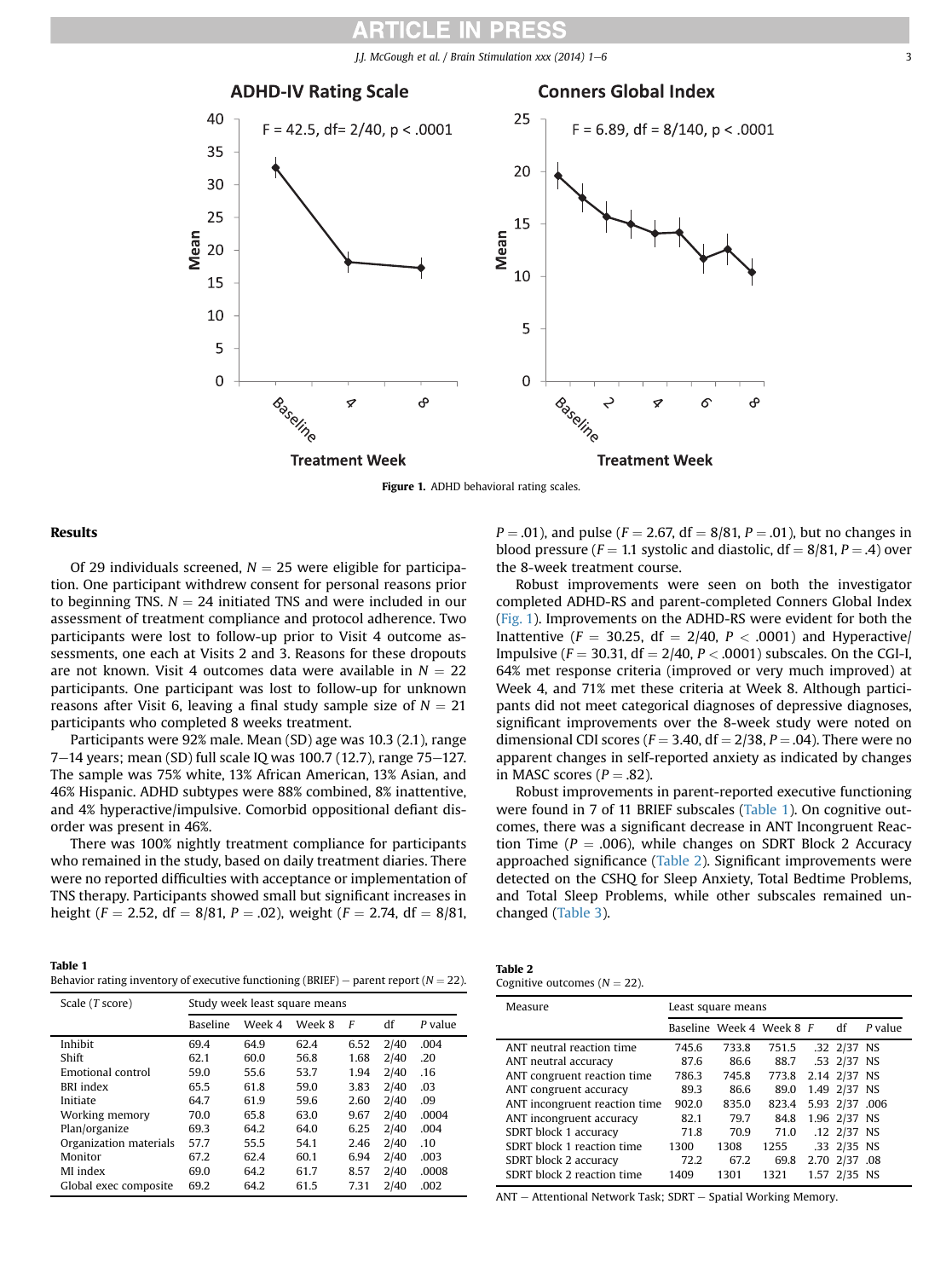Figure 1. ADHD behavioral rating scales.

## Results

Of 29 individuals screened, $N = 25$ were eligible for participation. One participant withdrew consent for personal reasons prior to beginning TNS. $N = 24$ initiated TNS and were included in our assessment of treatment compliance and protocol adherence. Two participants were lost to follow-up prior to Visit 4 outcome assessments, one each at Visits 2 and 3. Reasons for these dropouts are not known. Visit 4 outcomes data were available in $N = 22$ participants. One participant was lost to follow-up for unknown reasons after Visit 6, leaving a final study sample size of $N = 21$ participants who completed 8 weeks treatment.

Participants were 92% male. Mean (SD) age was 10.3 (2.1), range 7–14 years; mean (SD) full scale IQ was 100.7 (12.7), range 75–127. The sample was 75% white, 13% African American, 13% Asian, and 46% Hispanic. ADHD subtypes were 88% combined, 8% inattentive, and 4% hyperactive/impulsive. Comorbid oppositional defiant disorder was present in 46%.

There was 100% nightly treatment compliance for participants who remained in the study, based on daily treatment diaries. There were no reported difficulties with acceptance or implementation of TNS therapy. Participants showed small but significant increases in height ($F = 2.52$, df = 8/81, $P = .02$), weight ($F = 2.74$, df = 8/81, $P = .01$), and pulse ($F = 2.67$, df = 8/81, $P = .01$), but no changes in blood pressure ($F = 1.1$ systolic and diastolic, df = 8/81, $P = .4$) over the 8-week treatment course.

Robust improvements were seen on both the investigator completed ADHD-RS and parent-completed Conners Global Index (Fig. 1). Improvements on the ADHD-RS were evident for both the Inattentive ($F = 30.25$, df = 2/40, $P < .0001$) and Hyperactive/Impulsive ($F = 30.31$, df = 2/40, $P < .0001$) subscales. On the CGI-I, 64% met response criteria (improved or very much improved) at Week 4, and 71% met these criteria at Week 8. Although participants did not meet categorical diagnoses of depressive diagnoses, significant improvements over the 8-week study were noted on dimensional CDI scores ($F = 3.40$, df = 2/38, $P = .04$). There were no apparent changes in self-reported anxiety as indicated by changes in MASC scores ($P = .82$).

Robust improvements in parent-reported executive functioning were found in 7 of 11 BRIEF subscales (Table 1). On cognitive outcomes, there was a significant decrease in ANT Incongruent Reaction Time ($P = .006$), while changes on SDRT Block 2 Accuracy approached significance (Table 2). Significant improvements were detected on the CSHQ for Sleep Anxiety, Total Bedtime Problems, and Total Sleep Problems, while other subscales remained unchanged (Table 3).

**Table 1**
Behavior rating inventory of executive functioning (BRIEF) – parent report ($N = 22$).

| Scale (*T* score) | Study week least square means | | | | | |
|---|---|---|---|---|---|---|
| | Baseline | Week 4 | Week 8 | *F* | df | *P* value |
| Inhibit | 69.4 | 64.9 | 62.4 | 6.52 | 2/40 | .004 |
| Shift | 62.1 | 60.0 | 56.8 | 1.68 | 2/40 | .20 |
| Emotional control | 59.0 | 55.6 | 53.7 | 1.94 | 2/40 | .16 |
| BRI index | 65.5 | 61.8 | 59.0 | 3.83 | 2/40 | .03 |
| Initiate | 64.7 | 61.9 | 59.6 | 2.60 | 2/40 | .09 |
| Working memory | 70.0 | 65.8 | 63.0 | 9.67 | 2/40 | .0004 |
| Plan/organize | 69.3 | 64.2 | 64.0 | 6.25 | 2/40 | .004 |
| Organization materials | 57.7 | 55.5 | 54.1 | 2.46 | 2/40 | .10 |
| Monitor | 67.2 | 62.4 | 60.1 | 6.94 | 2/40 | .003 |
| MI index | 69.0 | 64.2 | 61.7 | 8.57 | 2/40 | .0008 |
| Global exec composite | 69.2 | 64.2 | 61.5 | 7.31 | 2/40 | .002 |

**Table 2**
Cognitive outcomes ($N = 22$).

| Measure | Least square means | | | | | |
|---|---|---|---|---|---|---|
| | Baseline | Week 4 | Week 8 | *F* | df | *P* value |
| ANT neutral reaction time | 745.6 | 733.8 | 751.5 | .32 | 2/37 | NS |
| ANT neutral accuracy | 87.6 | 86.6 | 88.7 | .53 | 2/37 | NS |
| ANT congruent reaction time | 786.3 | 745.8 | 773.8 | 2.14 | 2/37 | NS |
| ANT congruent accuracy | 89.3 | 86.6 | 89.0 | 1.49 | 2/37 | NS |
| ANT incongruent reaction time | 902.0 | 835.0 | 823.4 | 5.93 | 2/37 | .006 |
| ANT incongruent accuracy | 82.1 | 79.7 | 84.8 | 1.96 | 2/37 | NS |
| SDRT block 1 accuracy | 71.8 | 70.9 | 71.0 | .12 | 2/37 | NS |
| SDRT block 1 reaction time | 1300 | 1308 | 1255 | .33 | 2/35 | NS |
| SDRT block 2 accuracy | 72.2 | 67.2 | 69.8 | 2.70 | 2/37 | .08 |
| SDRT block 2 reaction time | 1409 | 1301 | 1321 | 1.57 | 2/35 | NS |

ANT – Attentional Network Task; SDRT – Spatial Working Memory.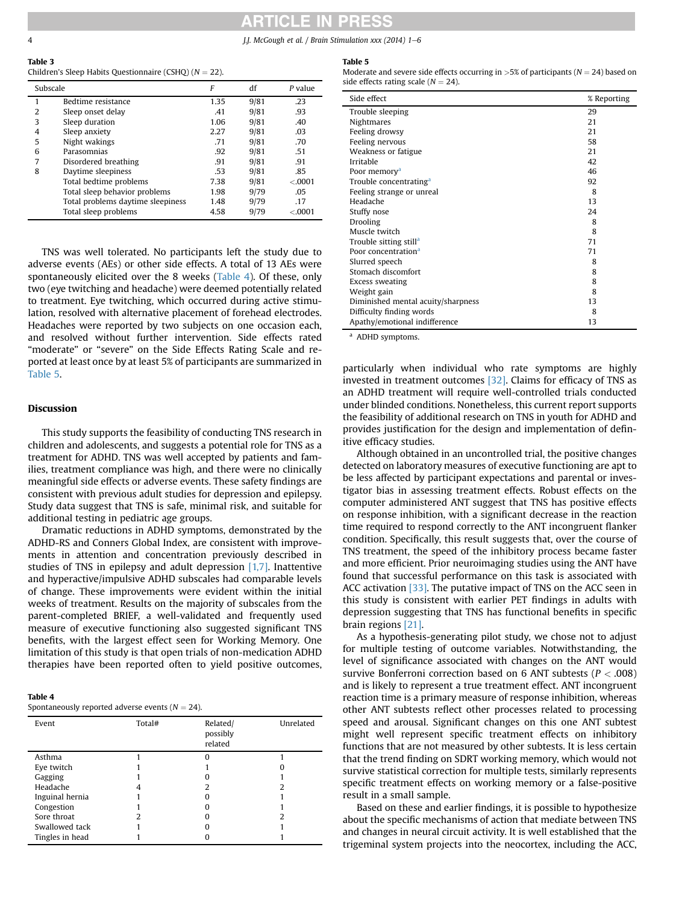**Table 3**
Children's Sleep Habits Questionnaire (CSHQ) ($N = 22$).

| | Subscale | F | df | P value |
|---|---|---|---|---|
| 1 | Bedtime resistance | 1.35 | 9/81 | .23 |
| 2 | Sleep onset delay | .41 | 9/81 | .93 |
| 3 | Sleep duration | 1.06 | 9/81 | .40 |
| 4 | Sleep anxiety | 2.27 | 9/81 | .03 |
| 5 | Night wakings | .71 | 9/81 | .70 |
| 6 | Parasomnias | .92 | 9/81 | .51 |
| 7 | Disordered breathing | .91 | 9/81 | .91 |
| 8 | Daytime sleepiness | .53 | 9/81 | .85 |
| | Total bedtime problems | 7.38 | 9/81 | <.0001 |
| | Total sleep behavior problems | 1.98 | 9/79 | .05 |
| | Total problems daytime sleepiness | 1.48 | 9/79 | .17 |
| | Total sleep problems | 4.58 | 9/79 | <.0001 |

TNS was well tolerated. No participants left the study due to adverse events (AEs) or other side effects. A total of 13 AEs were spontaneously elicited over the 8 weeks (Table 4). Of these, only two (eye twitching and headache) were deemed potentially related to treatment. Eye twitching, which occurred during active stimulation, resolved with alternative placement of forehead electrodes. Headaches were reported by two subjects on one occasion each, and resolved without further intervention. Side effects rated "moderate" or "severe" on the Side Effects Rating Scale and reported at least once by at least 5% of participants are summarized in Table 5.

## Discussion

This study supports the feasibility of conducting TNS research in children and adolescents, and suggests a potential role for TNS as a treatment for ADHD. TNS was well accepted by patients and families, treatment compliance was high, and there were no clinically meaningful side effects or adverse events. These safety findings are consistent with previous adult studies for depression and epilepsy. Study data suggest that TNS is safe, minimal risk, and suitable for additional testing in pediatric age groups.

Dramatic reductions in ADHD symptoms, demonstrated by the ADHD-RS and Conners Global Index, are consistent with improvements in attention and concentration previously described in studies of TNS in epilepsy and adult depression [1,7]. Inattentive and hyperactive/impulsive ADHD subscales had comparable levels of change. These improvements were evident within the initial weeks of treatment. Results on the majority of subscales from the parent-completed BRIEF, a well-validated and frequently used measure of executive functioning also suggested significant TNS benefits, with the largest effect seen for Working Memory. One limitation of this study is that open trials of non-medication ADHD therapies have been reported often to yield positive outcomes, particularly when individual who rate symptoms are highly invested in treatment outcomes [32]. Claims for efficacy of TNS as an ADHD treatment will require well-controlled trials conducted under blinded conditions. Nonetheless, this current report supports the feasibility of additional research on TNS in youth for ADHD and provides justification for the design and implementation of definitive efficacy studies.

Although obtained in an uncontrolled trial, the positive changes detected on laboratory measures of executive functioning are apt to be less affected by participant expectations and parental or investigator bias in assessing treatment effects. Robust effects on the computer administered ANT suggest that TNS has positive effects on response inhibition, with a significant decrease in the reaction time required to respond correctly to the ANT incongruent flanker condition. Specifically, this result suggests that, over the course of TNS treatment, the speed of the inhibitory process became faster and more efficient. Prior neuroimaging studies using the ANT have found that successful performance on this task is associated with ACC activation [33]. The putative impact of TNS on the ACC seen in this study is consistent with earlier PET findings in adults with depression suggesting that TNS has functional benefits in specific brain regions [21].

As a hypothesis-generating pilot study, we chose not to adjust for multiple testing of outcome variables. Notwithstanding, the level of significance associated with changes on the ANT would survive Bonferroni correction based on 6 ANT subtests ($P < .008$) and is likely to represent a true treatment effect. ANT incongruent reaction time is a primary measure of response inhibition, whereas other ANT subtests reflect other processes related to processing speed and arousal. Significant changes on this one ANT subtest might well represent specific treatment effects on inhibitory functions that are not measured by other subtests. It is less certain that the trend finding on SDRT working memory, which would not survive statistical correction for multiple tests, similarly represents specific treatment effects on working memory or a false-positive result in a small sample.

Based on these and earlier findings, it is possible to hypothesize about the specific mechanisms of action that mediate between TNS and changes in neural circuit activity. It is well established that the trigeminal system projects into the neocortex, including the ACC,

**Table 4**
Spontaneously reported adverse events ($N = 24$).

| Event | Total# | Related/ possibly related | Unrelated |
|---|---|---|---|
| Asthma | 1 | 0 | 1 |
| Eye twitch | 1 | 1 | 0 |
| Gagging | 1 | 0 | 1 |
| Headache | 4 | 2 | 2 |
| Inguinal hernia | 1 | 0 | 1 |
| Congestion | 1 | 0 | 1 |
| Sore throat | 2 | 0 | 2 |
| Swallowed tack | 1 | 0 | 1 |
| Tingles in head | 1 | 0 | 1 |

**Table 5**
Moderate and severe side effects occurring in >5% of participants ($N = 24$) based on side effects rating scale ($N = 24$).

| Side effect | % Reporting |
|---|---|
| Trouble sleeping | 29 |
| Nightmares | 21 |
| Feeling drowsy | 21 |
| Feeling nervous | 58 |
| Weakness or fatigue | 21 |
| Irritable | 42 |
| Poor memory[a] | 46 |
| Trouble concentrating[a] | 92 |
| Feeling strange or unreal | 8 |
| Headache | 13 |
| Stuffy nose | 24 |
| Drooling | 8 |
| Muscle twitch | 8 |
| Trouble sitting still[a] | 71 |
| Poor concentration[a] | 71 |
| Slurred speech | 8 |
| Stomach discomfort | 8 |
| Excess sweating | 8 |
| Weight gain | 8 |
| Diminished mental acuity/sharpness | 13 |
| Difficulty finding words | 8 |
| Apathy/emotional indifference | 13 |

[a] ADHD symptoms.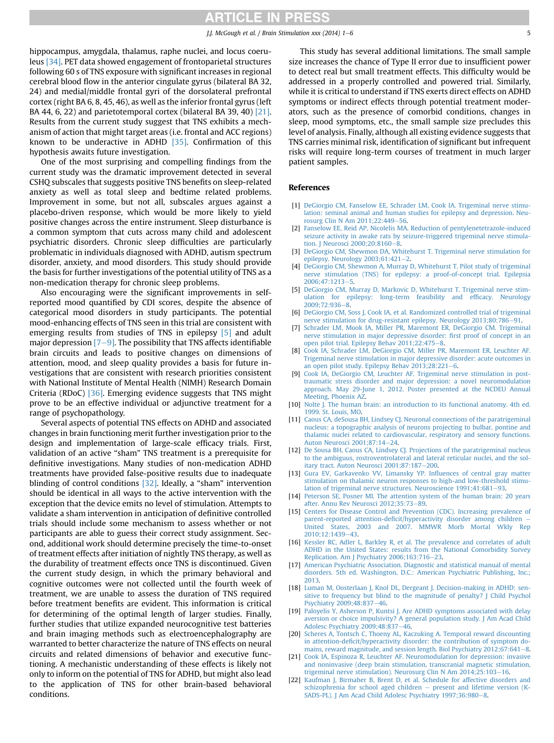hippocampus, amygdala, thalamus, raphe nuclei, and locus coeruleus [34]. PET data showed engagement of frontoparietal structures following 60 s of TNS exposure with significant increases in regional cerebral blood flow in the anterior cingulate gyrus (bilateral BA 32, 24) and medial/middle frontal gyri of the dorsolateral prefrontal cortex (right BA 6, 8, 45, 46), as well as the inferior frontal gyrus (left BA 44, 6, 22) and parietotemporal cortex (bilateral BA 39, 40) [21]. Results from the current study suggest that TNS exhibits a mechanism of action that might target areas (i.e. frontal and ACC regions) known to be underactive in ADHD [35]. Confirmation of this hypothesis awaits future investigation.

One of the most surprising and compelling findings from the current study was the dramatic improvement detected in several CSHQ subscales that suggests positive TNS benefits on sleep-related anxiety as well as total sleep and bedtime related problems. Improvement in some, but not all, subscales argues against a placebo-driven response, which would be more likely to yield positive changes across the entire instrument. Sleep disturbance is a common symptom that cuts across many child and adolescent psychiatric disorders. Chronic sleep difficulties are particularly problematic in individuals diagnosed with ADHD, autism spectrum disorder, anxiety, and mood disorders. This study should provide the basis for further investigations of the potential utility of TNS as a non-medication therapy for chronic sleep problems.

Also encouraging were the significant improvements in self-reported mood quantified by CDI scores, despite the absence of categorical mood disorders in study participants. The potential mood-enhancing effects of TNS seen in this trial are consistent with emerging results from studies of TNS in epilepsy [5] and adult major depression [7–9]. The possibility that TNS affects identifiable brain circuits and leads to positive changes on dimensions of attention, mood, and sleep quality provides a basis for future investigations that are consistent with research priorities consistent with National Institute of Mental Health (NIMH) Research Domain Criteria (RDoC) [36]. Emerging evidence suggests that TNS might prove to be an effective individual or adjunctive treatment for a range of psychopathology.

Several aspects of potential TNS effects on ADHD and associated changes in brain functioning merit further investigation prior to the design and implementation of large-scale efficacy trials. First, validation of an active "sham" TNS treatment is a prerequisite for definitive investigations. Many studies of non-medication ADHD treatments have provided false-positive results due to inadequate blinding of control conditions [32]. Ideally, a "sham" intervention should be identical in all ways to the active intervention with the exception that the device emits no level of stimulation. Attempts to validate a sham intervention in anticipation of definitive controlled trials should include some mechanism to assess whether or not participants are able to guess their correct study assignment. Second, additional work should determine precisely the time-to-onset of treatment effects after initiation of nightly TNS therapy, as well as the durability of treatment effects once TNS is discontinued. Given the current study design, in which the primary behavioral and cognitive outcomes were not collected until the fourth week of treatment, we are unable to assess the duration of TNS required before treatment benefits are evident. This information is critical for determining of the optimal length of larger studies. Finally, further studies that utilize expanded neurocognitive test batteries and brain imaging methods such as electroencephalography are warranted to better characterize the nature of TNS effects on neural circuits and related dimensions of behavior and executive functioning. A mechanistic understanding of these effects is likely not only to inform on the potential of TNS for ADHD, but might also lead to the application of TNS for other brain-based behavioral conditions.

This study has several additional limitations. The small sample size increases the chance of Type II error due to insufficient power to detect real but small treatment effects. This difficulty would be addressed in a properly controlled and powered trial. Similarly, while it is critical to understand if TNS exerts direct effects on ADHD symptoms or indirect effects through potential treatment moderators, such as the presence of comorbid conditions, changes in sleep, mood symptoms, etc., the small sample size precludes this level of analysis. Finally, although all existing evidence suggests that TNS carries minimal risk, identification of significant but infrequent risks will require long-term courses of treatment in much larger patient samples.

## References

[1] DeGiorgio CM, Fanselow EE, Schrader LM, Cook IA. Trigeminal nerve stimulation: seminal animal and human studies for epilepsy and depression. Neurosurg Clin N Am 2011;22:449–56.

[2] Fanselow EE, Reid AP, Nicolelis MA. Reduction of pentylenetetrazole-induced seizure activity in awake rats by seizure-triggered trigeminal nerve stimulation. J Neurosci 2000;20:8160–8.

[3] DeGiorgio CM, Shewmon DA, Whitehurst T. Trigeminal nerve stimulation for epilepsy. Neurology 2003;61:421–2.

[4] DeGiorgio CM, Shewmon A, Murray D, Whitehurst T. Pilot study of trigeminal nerve stimulation (TNS) for epilepsy: a proof-of-concept trial. Epilepsia 2006;47:1213–5.

[5] DeGiorgio CM, Murray D, Markovic D, Whitehurst T. Trigeminal nerve stimulation for epilepsy: long-term feasibility and efficacy. Neurology 2009;72:936–8.

[6] DeGiorgio CM, Soss J, Cook IA, et al. Randomized controlled trial of trigeminal nerve stimulation for drug-resistant epilepsy. Neurology 2013;80:786–91.

[7] Schrader LM, Mook IA, Miller PR, Maremont ER, DeGiorgio CM. Trigeminal nerve stimulation in major depressive disorder: first proof of concept in an open pilot trial. Epilepsy Behav 2011;22:475–8.

[8] Cook IA, Schrader LM, DeGiorgio CM, Miller PR, Maremont ER, Leuchter AF. Trigeminal nerve stimulation in major depressive disorder: acute outcomes in an open pilot study. Epilepsy Behav 2013;28:221–6.

[9] Cook IA, DeGiorgio CM, Leuchter AF. Trigeminal nerve stimulation in post-traumatic stress disorder and major depression: a novel neuromodulation approach. May 29-June 1, 2012. Poster presented at the NCDEU Annual Meeting, Phoenix AZ.

[10] Nolte J. The human brain: an introduction to its functional anatomy. 4th ed. 1999. St. Louis, MO.

[11] Caous CA, deSousa BH, Lindsey CJ. Neuronal connections of the paratrigeminal nucleus: a topographic analysis of neurons projecting to bulbar, pontine and thalamic nuclei related to cardiovascular, respiratory and sensory functions. Auton Neurosci 2001;87:14–24.

[12] De Sousa BH, Caous CA, Lindsey CJ. Projections of the paratrigeminal nucleus to the ambiguus, rostroventrolateral and lateral reticular nuclei, and the solitary tract. Auton Neurosci 2001;87:187–200.

[13] Gura EV, Garkavenko VV, Limansky YP. Influences of central gray matter stimulation on thalamic neuron responses to high-and low-threshold stimulation of trigeminal nerve structures. Neuroscience 1991;41:681–93.

[14] Peterson SE, Posner MI. The attention system of the human brain: 20 years after. Annu Rev Neurosci 2012;35:73–89.

[15] Centers for Disease Control and Prevention (CDC). Increasing prevalence of parent-reported attention-deficit/hyperactivity disorder among children — United States, 2003 and 2007. MMWR Morb Mortal Wkly Rep 2010;12:1439–43.

[16] Kessler RC, Adler L, Barkley R, et al. The prevalence and correlates of adult ADHD in the United States: results from the National Comorbidity Survey Replication. Am J Psychiatry 2006;163:716–23.

[17] American Psychiatric Association. Diagnostic and statistical manual of mental disorders. 5th ed. Washington, D.C.: American Psychiatric Publishing, Inc.; 2013.

[18] Luman M, Oosterlaan J, Knol DL, Dergeant J. Decision-making in ADHD: sensitive to frequency but blind to the magnitude of penalty? J Child Psychol Psychiatry 2009;48:837–46.

[19] Paloyelis Y, Asherson P, Kuntsi J. Are ADHD symptoms associated with delay aversion or choice impulsivity? A general population study. J Am Acad Child Adolesc Psychiatry 2009;48:837–46.

[20] Scheres A, Tontsch C, Thoeny AL, Kaczuking A. Temporal reward discounting in attention-deficit/hyperactivity disorder: the contribution of symptom domains, reward magnitude, and session length. Biol Psychiatry 2012;67:641–8.

[21] Cook IA, Espinoza R, Leuchter AF. Neuromodulation for depression: invasive and noninvasive (deep brain stimulation, transcranial magnetic stimulation, trigeminal nerve stimulation). Neurosurg Clin N Am 2014;25:103–16.

[22] Kaufman J, Birmaher B, Brent D, et al. Schedule for affective disorders and schizophrenia for school aged children — present and lifetime version (K-SADS-PL). J Am Acad Child Adolesc Psychiatry 1997;36:980–8.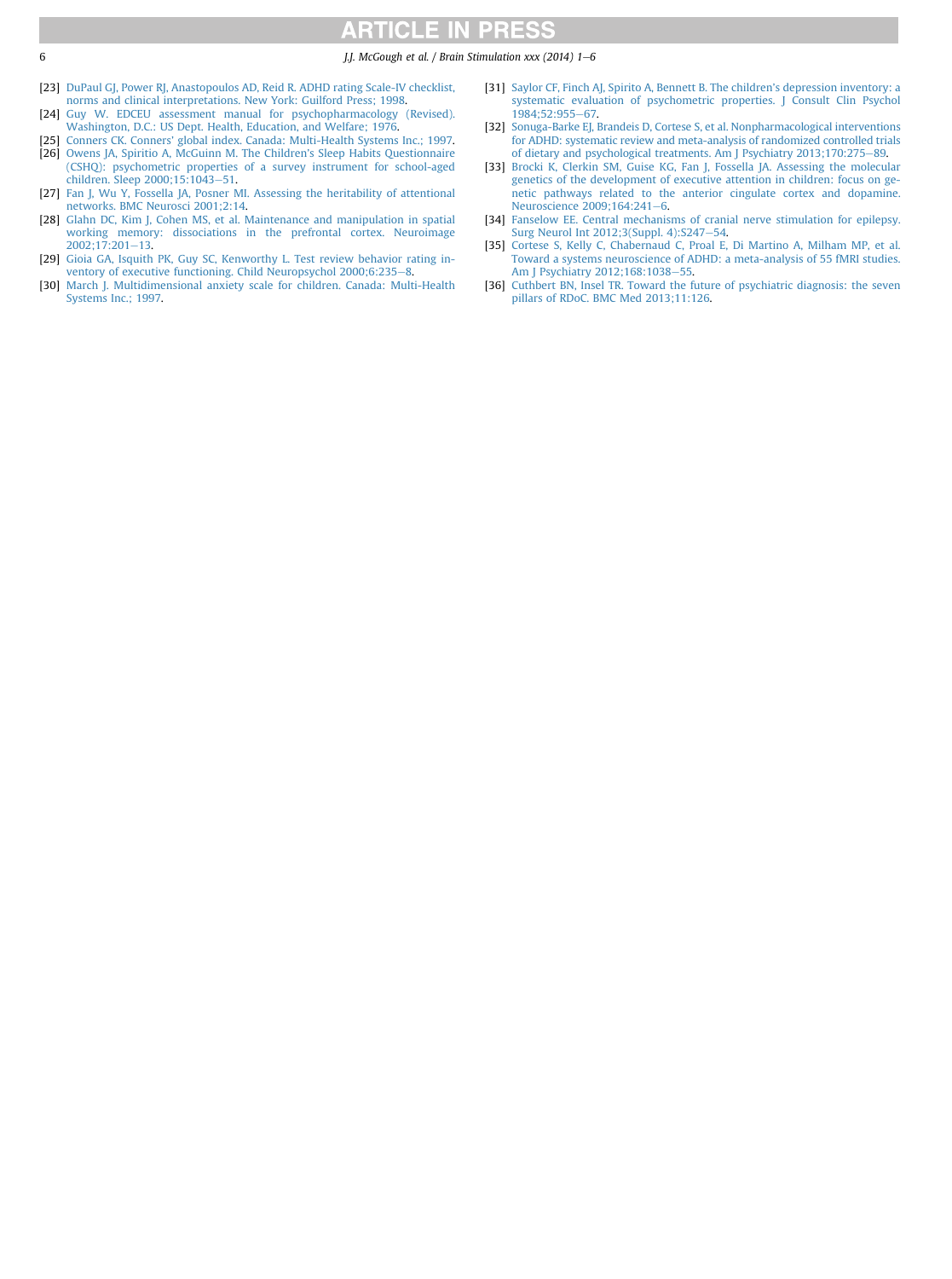[23] DuPaul GJ, Power RJ, Anastopoulos AD, Reid R. ADHD rating Scale-IV checklist, norms and clinical interpretations. New York: Guilford Press; 1998.

[24] Guy W. EDCEU assessment manual for psychopharmacology (Revised). Washington, D.C.: US Dept. Health, Education, and Welfare; 1976.

[25] Conners CK. Conners' global index. Canada: Multi-Health Systems Inc.; 1997.

[26] Owens JA, Spiritio A, McGuinn M. The Children's Sleep Habits Questionnaire (CSHQ): psychometric properties of a survey instrument for school-aged children. Sleep 2000;15:1043–51.

[27] Fan J, Wu Y, Fossella JA, Posner MI. Assessing the heritability of attentional networks. BMC Neurosci 2001;2:14.

[28] Glahn DC, Kim J, Cohen MS, et al. Maintenance and manipulation in spatial working memory: dissociations in the prefrontal cortex. Neuroimage 2002;17:201–13.

[29] Gioia GA, Isquith PK, Guy SC, Kenworthy L. Test review behavior rating inventory of executive functioning. Child Neuropsychol 2000;6:235–8.

[30] March J. Multidimensional anxiety scale for children. Canada: Multi-Health Systems Inc.; 1997.

[31] Saylor CF, Finch AJ, Spirito A, Bennett B. The children's depression inventory: a systematic evaluation of psychometric properties. J Consult Clin Psychol 1984;52:955–67.

[32] Sonuga-Barke EJ, Brandeis D, Cortese S, et al. Nonpharmacological interventions for ADHD: systematic review and meta-analysis of randomized controlled trials of dietary and psychological treatments. Am J Psychiatry 2013;170:275–89.

[33] Brocki K, Clerkin SM, Guise KG, Fan J, Fossella JA. Assessing the molecular genetics of the development of executive attention in children: focus on genetic pathways related to the anterior cingulate cortex and dopamine. Neuroscience 2009;164:241–6.

[34] Fanselow EE. Central mechanisms of cranial nerve stimulation for epilepsy. Surg Neurol Int 2012;3(Suppl. 4):S247–54.

[35] Cortese S, Kelly C, Chabernaud C, Proal E, Di Martino A, Milham MP, et al. Toward a systems neuroscience of ADHD: a meta-analysis of 55 fMRI studies. Am J Psychiatry 2012;168:1038–55.

[36] Cuthbert BN, Insel TR. Toward the future of psychiatric diagnosis: the seven pillars of RDoC. BMC Med 2013;11:126.